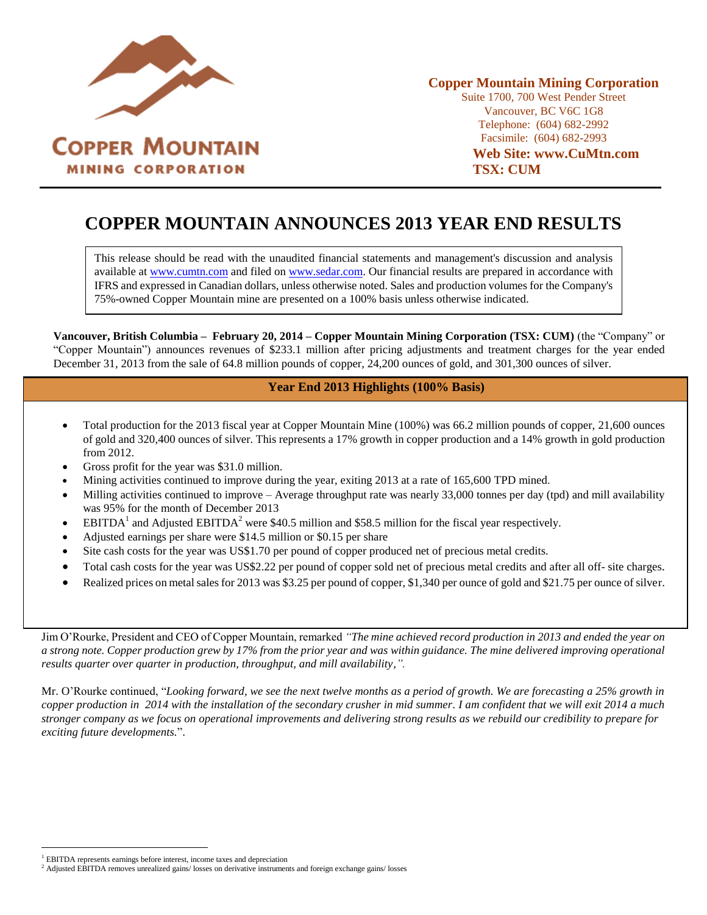**Copper Mountain Mining Corporation**
Suite 1700, 700 West Pender Street
Vancouver, BC V6C 1G8
Telephone: (604) 682-2992
Facsimile: (604) 682-2993
**Web Site: www.CuMtn.com**
**TSX: CUM**

# COPPER MOUNTAIN ANNOUNCES 2013 YEAR END RESULTS

This release should be read with the unaudited financial statements and management's discussion and analysis available at www.cumtn.com and filed on www.sedar.com. Our financial results are prepared in accordance with IFRS and expressed in Canadian dollars, unless otherwise noted. Sales and production volumes for the Company's 75%-owned Copper Mountain mine are presented on a 100% basis unless otherwise indicated.

**Vancouver, British Columbia – February 20, 2014 – Copper Mountain Mining Corporation (TSX: CUM)** (the "Company" or "Copper Mountain") announces revenues of $233.1 million after pricing adjustments and treatment charges for the year ended December 31, 2013 from the sale of 64.8 million pounds of copper, 24,200 ounces of gold, and 301,300 ounces of silver.

## Year End 2013 Highlights (100% Basis)

- Total production for the 2013 fiscal year at Copper Mountain Mine (100%) was 66.2 million pounds of copper, 21,600 ounces of gold and 320,400 ounces of silver. This represents a 17% growth in copper production and a 14% growth in gold production from 2012.
- Gross profit for the year was $31.0 million.
- Mining activities continued to improve during the year, exiting 2013 at a rate of 165,600 TPD mined.
- Milling activities continued to improve – Average throughput rate was nearly 33,000 tonnes per day (tpd) and mill availability was 95% for the month of December 2013
- EBITDA[1] and Adjusted EBITDA[2] were $40.5 million and $58.5 million for the fiscal year respectively.
- Adjusted earnings per share were $14.5 million or $0.15 per share
- Site cash costs for the year was US$1.70 per pound of copper produced net of precious metal credits.
- Total cash costs for the year was US$2.22 per pound of copper sold net of precious metal credits and after all off- site charges.
- Realized prices on metal sales for 2013 was $3.25 per pound of copper, $1,340 per ounce of gold and $21.75 per ounce of silver.

Jim O'Rourke, President and CEO of Copper Mountain, remarked *"The mine achieved record production in 2013 and ended the year on a strong note. Copper production grew by 17% from the prior year and was within guidance. The mine delivered improving operational results quarter over quarter in production, throughput, and mill availability,".*

Mr. O'Rourke continued, "*Looking forward, we see the next twelve months as a period of growth. We are forecasting a 25% growth in copper production in 2014 with the installation of the secondary crusher in mid summer. I am confident that we will exit 2014 a much stronger company as we focus on operational improvements and delivering strong results as we rebuild our credibility to prepare for exciting future developments.*".

---

[1] EBITDA represents earnings before interest, income taxes and depreciation

[2] Adjusted EBITDA removes unrealized gains/ losses on derivative instruments and foreign exchange gains/ losses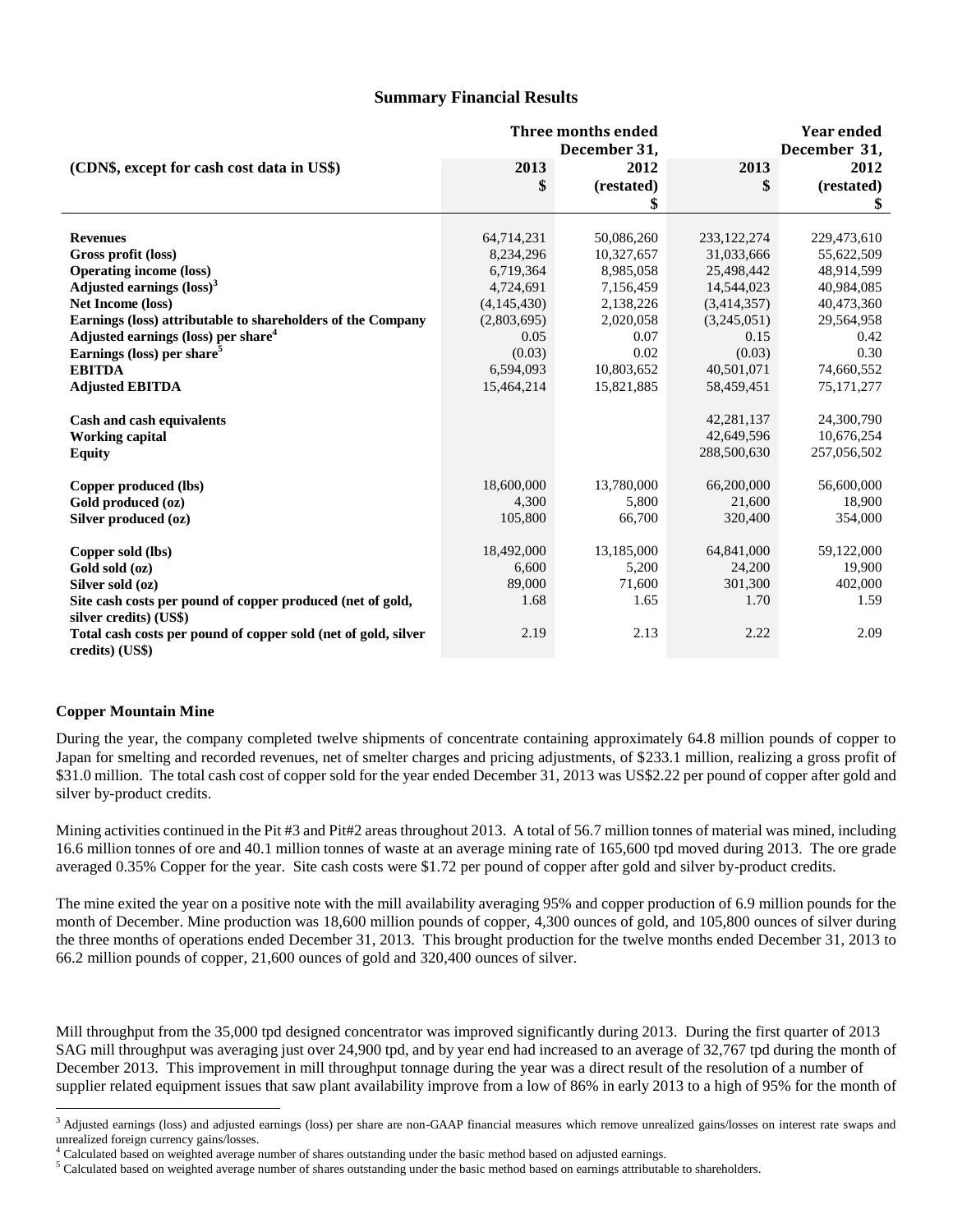## Summary Financial Results

| (CDN$, except for cash cost data in US$) | Three months ended December 31, 2013 $ | 2012 (restated) $ | Year ended December 31, 2013 $ | 2012 (restated) $ |
|---|---|---|---|---|
| **Revenues** | 64,714,231 | 50,086,260 | 233,122,274 | 229,473,610 |
| **Gross profit (loss)** | 8,234,296 | 10,327,657 | 31,033,666 | 55,622,509 |
| **Operating income (loss)** | 6,719,364 | 8,985,058 | 25,498,442 | 48,914,599 |
| **Adjusted earnings (loss)**[3] | 4,724,691 | 7,156,459 | 14,544,023 | 40,984,085 |
| **Net Income (loss)** | (4,145,430) | 2,138,226 | (3,414,357) | 40,473,360 |
| **Earnings (loss) attributable to shareholders of the Company** | (2,803,695) | 2,020,058 | (3,245,051) | 29,564,958 |
| **Adjusted earnings (loss) per share**[4] | 0.05 | 0.07 | 0.15 | 0.42 |
| **Earnings (loss) per share**[5] | (0.03) | 0.02 | (0.03) | 0.30 |
| **EBITDA** | 6,594,093 | 10,803,652 | 40,501,071 | 74,660,552 |
| **Adjusted EBITDA** | 15,464,214 | 15,821,885 | 58,459,451 | 75,171,277 |
| **Cash and cash equivalents** | | | 42,281,137 | 24,300,790 |
| **Working capital** | | | 42,649,596 | 10,676,254 |
| **Equity** | | | 288,500,630 | 257,056,502 |
| **Copper produced (lbs)** | 18,600,000 | 13,780,000 | 66,200,000 | 56,600,000 |
| **Gold produced (oz)** | 4,300 | 5,800 | 21,600 | 18,900 |
| **Silver produced (oz)** | 105,800 | 66,700 | 320,400 | 354,000 |
| **Copper sold (lbs)** | 18,492,000 | 13,185,000 | 64,841,000 | 59,122,000 |
| **Gold sold (oz)** | 6,600 | 5,200 | 24,200 | 19,900 |
| **Silver sold (oz)** | 89,000 | 71,600 | 301,300 | 402,000 |
| **Site cash costs per pound of copper produced (net of gold, silver credits) (US$)** | 1.68 | 1.65 | 1.70 | 1.59 |
| **Total cash costs per pound of copper sold (net of gold, silver credits) (US$)** | 2.19 | 2.13 | 2.22 | 2.09 |

### Copper Mountain Mine

During the year, the company completed twelve shipments of concentrate containing approximately 64.8 million pounds of copper to Japan for smelting and recorded revenues, net of smelter charges and pricing adjustments, of $233.1 million, realizing a gross profit of $31.0 million. The total cash cost of copper sold for the year ended December 31, 2013 was US$2.22 per pound of copper after gold and silver by-product credits.

Mining activities continued in the Pit #3 and Pit#2 areas throughout 2013. A total of 56.7 million tonnes of material was mined, including 16.6 million tonnes of ore and 40.1 million tonnes of waste at an average mining rate of 165,600 tpd moved during 2013. The ore grade averaged 0.35% Copper for the year. Site cash costs were $1.72 per pound of copper after gold and silver by-product credits.

The mine exited the year on a positive note with the mill availability averaging 95% and copper production of 6.9 million pounds for the month of December. Mine production was 18,600 million pounds of copper, 4,300 ounces of gold, and 105,800 ounces of silver during the three months of operations ended December 31, 2013. This brought production for the twelve months ended December 31, 2013 to 66.2 million pounds of copper, 21,600 ounces of gold and 320,400 ounces of silver.

Mill throughput from the 35,000 tpd designed concentrator was improved significantly during 2013. During the first quarter of 2013 SAG mill throughput was averaging just over 24,900 tpd, and by year end had increased to an average of 32,767 tpd during the month of December 2013. This improvement in mill throughput tonnage during the year was a direct result of the resolution of a number of supplier related equipment issues that saw plant availability improve from a low of 86% in early 2013 to a high of 95% for the month of

---

[3] Adjusted earnings (loss) and adjusted earnings (loss) per share are non-GAAP financial measures which remove unrealized gains/losses on interest rate swaps and unrealized foreign currency gains/losses.

[4] Calculated based on weighted average number of shares outstanding under the basic method based on adjusted earnings.

[5] Calculated based on weighted average number of shares outstanding under the basic method based on earnings attributable to shareholders.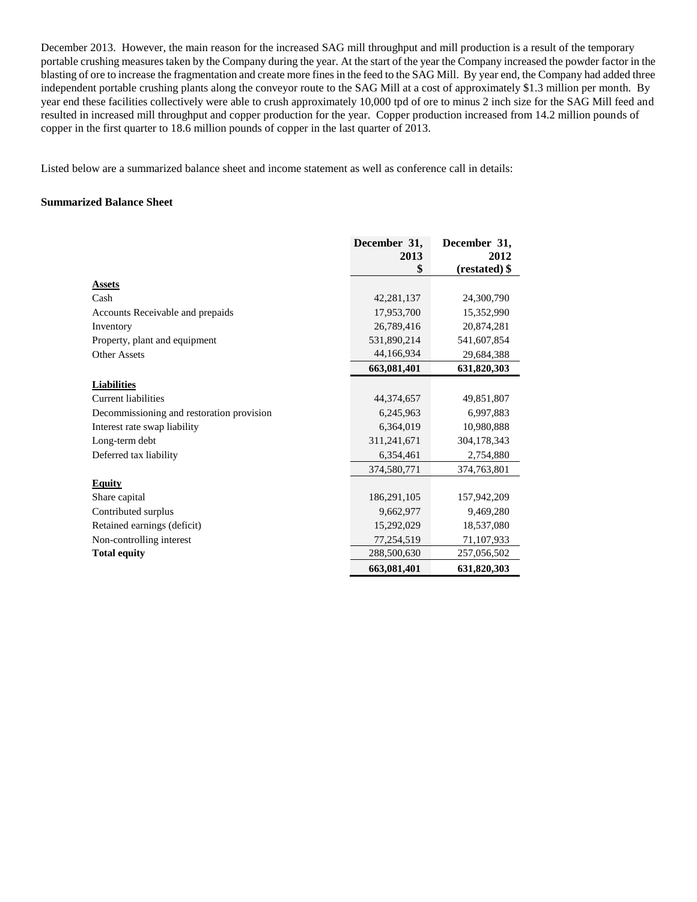December 2013. However, the main reason for the increased SAG mill throughput and mill production is a result of the temporary portable crushing measures taken by the Company during the year. At the start of the year the Company increased the powder factor in the blasting of ore to increase the fragmentation and create more fines in the feed to the SAG Mill. By year end, the Company had added three independent portable crushing plants along the conveyor route to the SAG Mill at a cost of approximately $1.3 million per month. By year end these facilities collectively were able to crush approximately 10,000 tpd of ore to minus 2 inch size for the SAG Mill feed and resulted in increased mill throughput and copper production for the year. Copper production increased from 14.2 million pounds of copper in the first quarter to 18.6 million pounds of copper in the last quarter of 2013.

Listed below are a summarized balance sheet and income statement as well as conference call in details:

**Summarized Balance Sheet**

| | December 31, 2013 $ | December 31, 2012 (restated) $ |
|---|---|---|
| **Assets** | | |
| Cash | 42,281,137 | 24,300,790 |
| Accounts Receivable and prepaids | 17,953,700 | 15,352,990 |
| Inventory | 26,789,416 | 20,874,281 |
| Property, plant and equipment | 531,890,214 | 541,607,854 |
| Other Assets | 44,166,934 | 29,684,388 |
| | **663,081,401** | **631,820,303** |
| **Liabilities** | | |
| Current liabilities | 44,374,657 | 49,851,807 |
| Decommissioning and restoration provision | 6,245,963 | 6,997,883 |
| Interest rate swap liability | 6,364,019 | 10,980,888 |
| Long-term debt | 311,241,671 | 304,178,343 |
| Deferred tax liability | 6,354,461 | 2,754,880 |
| | 374,580,771 | 374,763,801 |
| **Equity** | | |
| Share capital | 186,291,105 | 157,942,209 |
| Contributed surplus | 9,662,977 | 9,469,280 |
| Retained earnings (deficit) | 15,292,029 | 18,537,080 |
| Non-controlling interest | 77,254,519 | 71,107,933 |
| **Total equity** | 288,500,630 | 257,056,502 |
| | **663,081,401** | **631,820,303** |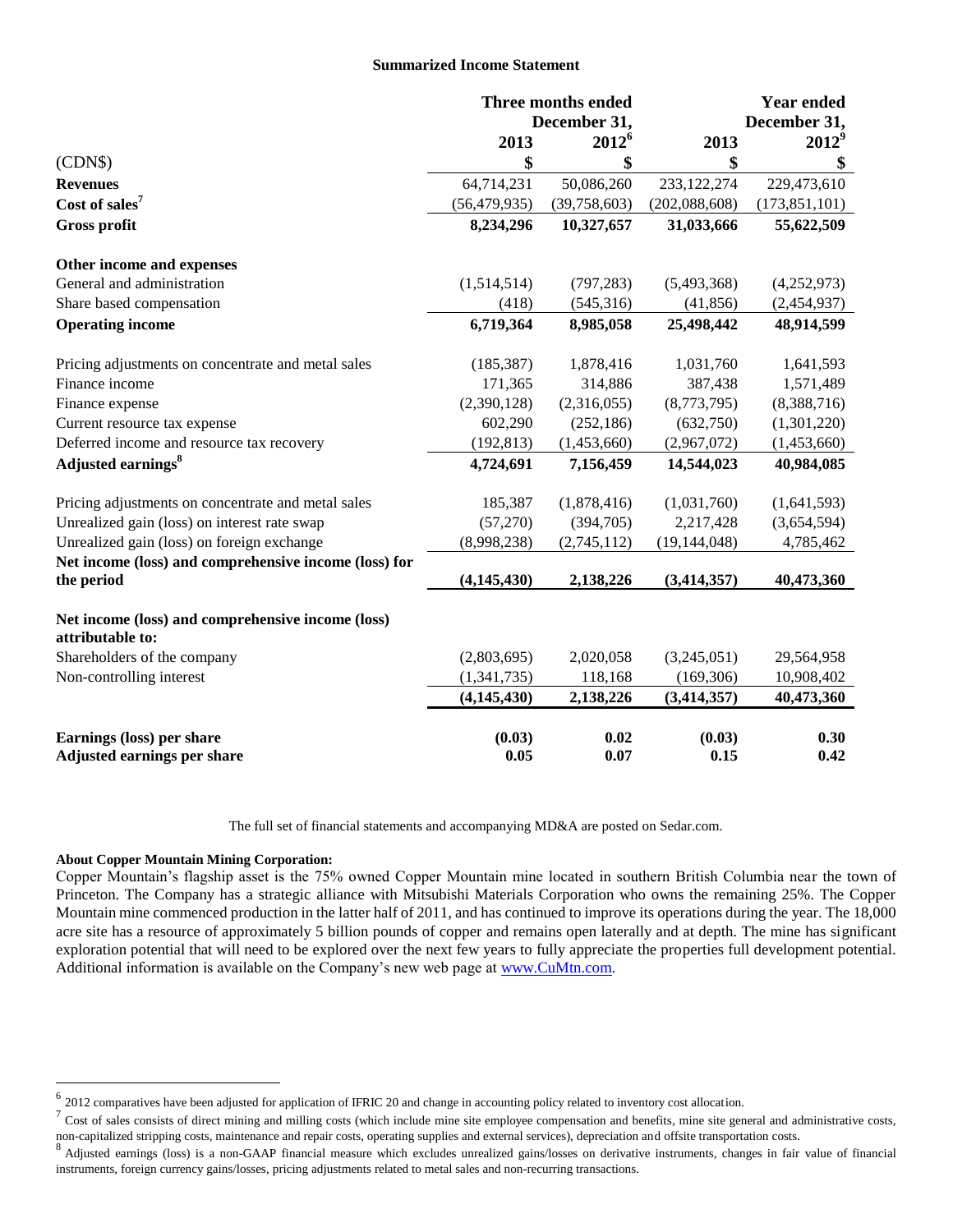**Summarized Income Statement**

| | Three months ended December 31, | | Year ended December 31, | |
|---|---|---|---|---|
| | 2013 | 2012[6] | 2013 | 2012[9] |
| (CDN$) | $ | $ | $ | $ |
| **Revenues** | 64,714,231 | 50,086,260 | 233,122,274 | 229,473,610 |
| **Cost of sales[7]** | (56,479,935) | (39,758,603) | (202,088,608) | (173,851,101) |
| **Gross profit** | **8,234,296** | **10,327,657** | **31,033,666** | **55,622,509** |
| **Other income and expenses** | | | | |
| General and administration | (1,514,514) | (797,283) | (5,493,368) | (4,252,973) |
| Share based compensation | (418) | (545,316) | (41,856) | (2,454,937) |
| **Operating income** | **6,719,364** | **8,985,058** | **25,498,442** | **48,914,599** |
| Pricing adjustments on concentrate and metal sales | (185,387) | 1,878,416 | 1,031,760 | 1,641,593 |
| Finance income | 171,365 | 314,886 | 387,438 | 1,571,489 |
| Finance expense | (2,390,128) | (2,316,055) | (8,773,795) | (8,388,716) |
| Current resource tax expense | 602,290 | (252,186) | (632,750) | (1,301,220) |
| Deferred income and resource tax recovery | (192,813) | (1,453,660) | (2,967,072) | (1,453,660) |
| **Adjusted earnings[8]** | **4,724,691** | **7,156,459** | **14,544,023** | **40,984,085** |
| Pricing adjustments on concentrate and metal sales | 185,387 | (1,878,416) | (1,031,760) | (1,641,593) |
| Unrealized gain (loss) on interest rate swap | (57,270) | (394,705) | 2,217,428 | (3,654,594) |
| Unrealized gain (loss) on foreign exchange | (8,998,238) | (2,745,112) | (19,144,048) | 4,785,462 |
| **Net income (loss) and comprehensive income (loss) for the period** | **(4,145,430)** | **2,138,226** | **(3,414,357)** | **40,473,360** |
| **Net income (loss) and comprehensive income (loss) attributable to:** | | | | |
| Shareholders of the company | (2,803,695) | 2,020,058 | (3,245,051) | 29,564,958 |
| Non-controlling interest | (1,341,735) | 118,168 | (169,306) | 10,908,402 |
| | **(4,145,430)** | **2,138,226** | **(3,414,357)** | **40,473,360** |
| **Earnings (loss) per share** | **(0.03)** | **0.02** | **(0.03)** | **0.30** |
| **Adjusted earnings per share** | **0.05** | **0.07** | **0.15** | **0.42** |

The full set of financial statements and accompanying MD&A are posted on Sedar.com.

**About Copper Mountain Mining Corporation:**

Copper Mountain's flagship asset is the 75% owned Copper Mountain mine located in southern British Columbia near the town of Princeton. The Company has a strategic alliance with Mitsubishi Materials Corporation who owns the remaining 25%. The Copper Mountain mine commenced production in the latter half of 2011, and has continued to improve its operations during the year. The 18,000 acre site has a resource of approximately 5 billion pounds of copper and remains open laterally and at depth. The mine has significant exploration potential that will need to be explored over the next few years to fully appreciate the properties full development potential. Additional information is available on the Company's new web page at www.CuMtn.com.

---

[6] 2012 comparatives have been adjusted for application of IFRIC 20 and change in accounting policy related to inventory cost allocation.

[7] Cost of sales consists of direct mining and milling costs (which include mine site employee compensation and benefits, mine site general and administrative costs, non-capitalized stripping costs, maintenance and repair costs, operating supplies and external services), depreciation and offsite transportation costs.

[8] Adjusted earnings (loss) is a non-GAAP financial measure which excludes unrealized gains/losses on derivative instruments, changes in fair value of financial instruments, foreign currency gains/losses, pricing adjustments related to metal sales and non-recurring transactions.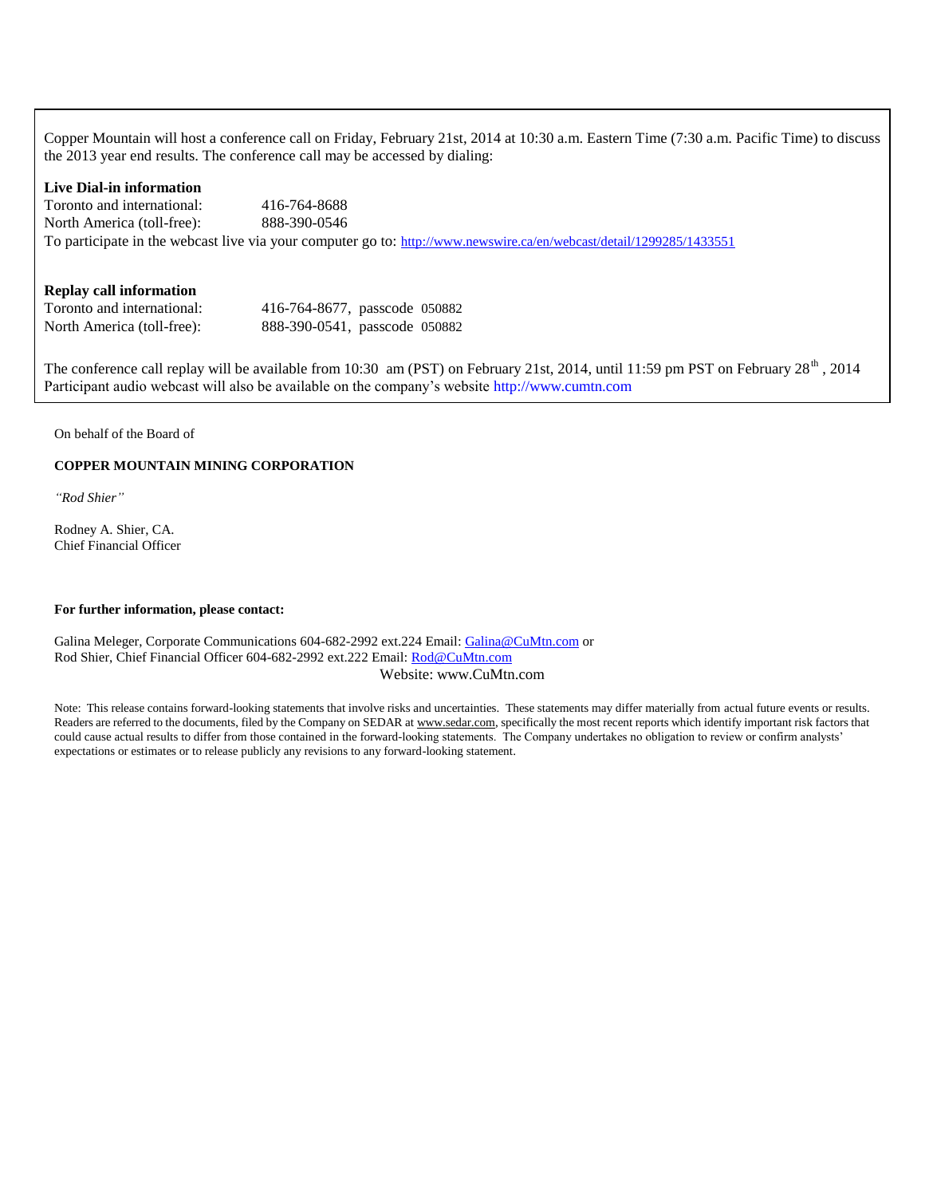Copper Mountain will host a conference call on Friday, February 21st, 2014 at 10:30 a.m. Eastern Time (7:30 a.m. Pacific Time) to discuss the 2013 year end results. The conference call may be accessed by dialing:

**Live Dial-in information**

Toronto and international: 416-764-8688
North America (toll-free): 888-390-0546

To participate in the webcast live via your computer go to: http://www.newswire.ca/en/webcast/detail/1299285/1433551

**Replay call information**

Toronto and international: 416-764-8677, passcode 050882
North America (toll-free): 888-390-0541, passcode 050882

The conference call replay will be available from 10:30 am (PST) on February 21st, 2014, until 11:59 pm PST on February 28th, 2014
Participant audio webcast will also be available on the company's website http://www.cumtn.com

On behalf of the Board of

**COPPER MOUNTAIN MINING CORPORATION**

*"Rod Shier"*

Rodney A. Shier, CA.
Chief Financial Officer

**For further information, please contact:**

Galina Meleger, Corporate Communications 604-682-2992 ext.224 Email: Galina@CuMtn.com or
Rod Shier, Chief Financial Officer 604-682-2992 ext.222 Email: Rod@CuMtn.com
Website: www.CuMtn.com

Note: This release contains forward-looking statements that involve risks and uncertainties. These statements may differ materially from actual future events or results. Readers are referred to the documents, filed by the Company on SEDAR at www.sedar.com, specifically the most recent reports which identify important risk factors that could cause actual results to differ from those contained in the forward-looking statements. The Company undertakes no obligation to review or confirm analysts' expectations or estimates or to release publicly any revisions to any forward-looking statement.